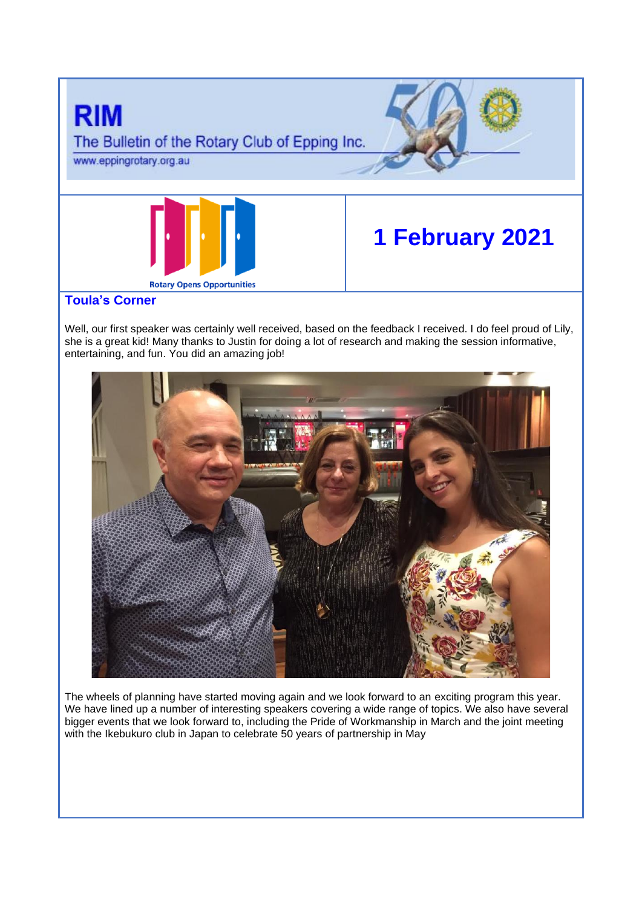# RIM

The Bulletin of the Rotary Club of Epping Inc.

www.eppingrotary.org.au

Rotary Opens Opportunities

## 1 February 2021

### Toula's Corner

Well, our first speaker was certainly well received, based on the feedback I received. I do feel proud of Lily, she is a great kid! Many thanks to Justin for doing a lot of research and making the session informative, entertaining, and fun. You did an amazing job!

The wheels of planning have started moving again and we look forward to an exciting program this year. We have lined up a number of interesting speakers covering a wide range of topics. We also have several bigger events that we look forward to, including the Pride of Workmanship in March and the joint meeting with the Ikebukuro club in Japan to celebrate 50 years of partnership in May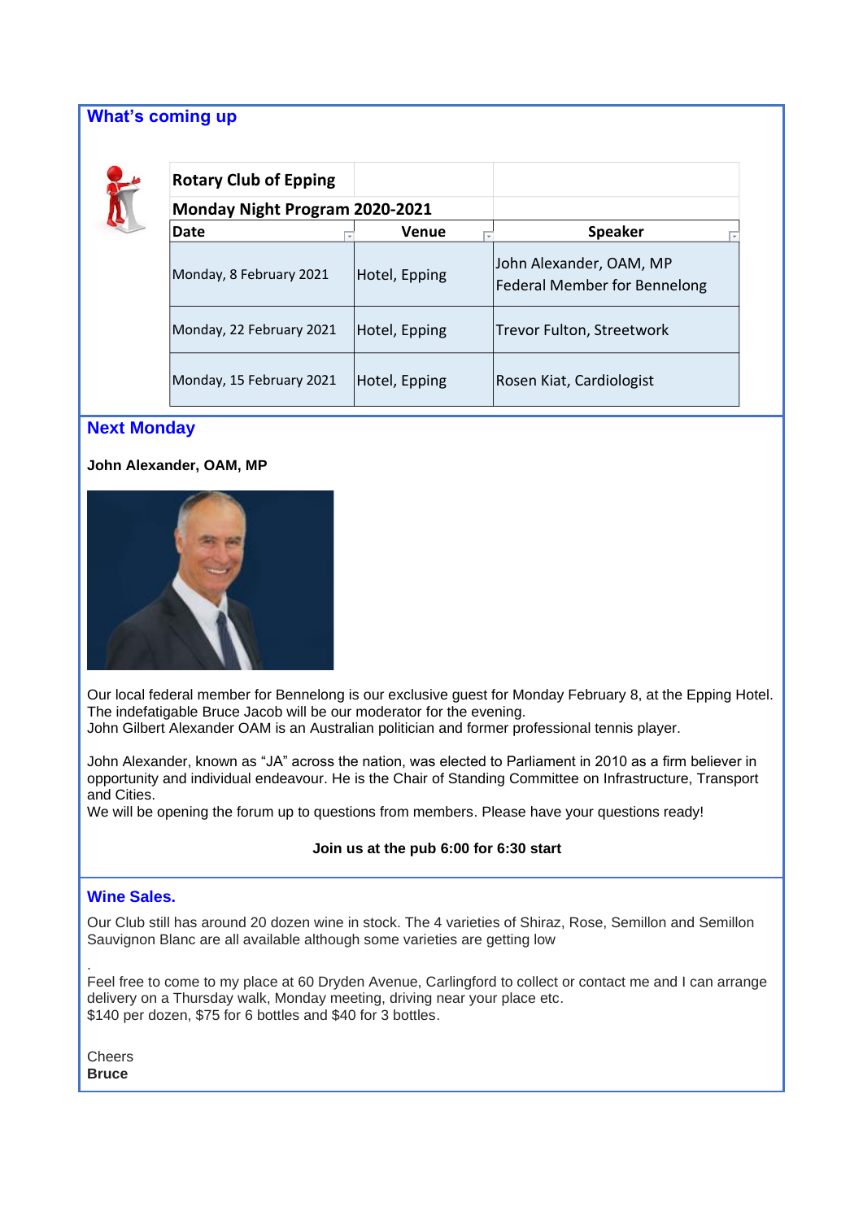## What's coming up

| Rotary Club of Epping | | |
|---|---|---|
| **Monday Night Program 2020-2021** | | |
| **Date** | **Venue** | **Speaker** |
| Monday, 8 February 2021 | Hotel, Epping | John Alexander, OAM, MP<br>Federal Member for Bennelong |
| Monday, 22 February 2021 | Hotel, Epping | Trevor Fulton, Streetwork |
| Monday, 15 February 2021 | Hotel, Epping | Rosen Kiat, Cardiologist |

## Next Monday

**John Alexander, OAM, MP**

Our local federal member for Bennelong is our exclusive guest for Monday February 8, at the Epping Hotel. The indefatigable Bruce Jacob will be our moderator for the evening.
John Gilbert Alexander OAM is an Australian politician and former professional tennis player.

John Alexander, known as "JA" across the nation, was elected to Parliament in 2010 as a firm believer in opportunity and individual endeavour. He is the Chair of Standing Committee on Infrastructure, Transport and Cities.
We will be opening the forum up to questions from members. Please have your questions ready!

**Join us at the pub 6:00 for 6:30 start**

## Wine Sales.

Our Club still has around 20 dozen wine in stock. The 4 varieties of Shiraz, Rose, Semillon and Semillon Sauvignon Blanc are all available although some varieties are getting low

.
Feel free to come to my place at 60 Dryden Avenue, Carlingford to collect or contact me and I can arrange delivery on a Thursday walk, Monday meeting, driving near your place etc.
$140 per dozen, $75 for 6 bottles and $40 for 3 bottles.

Cheers
**Bruce**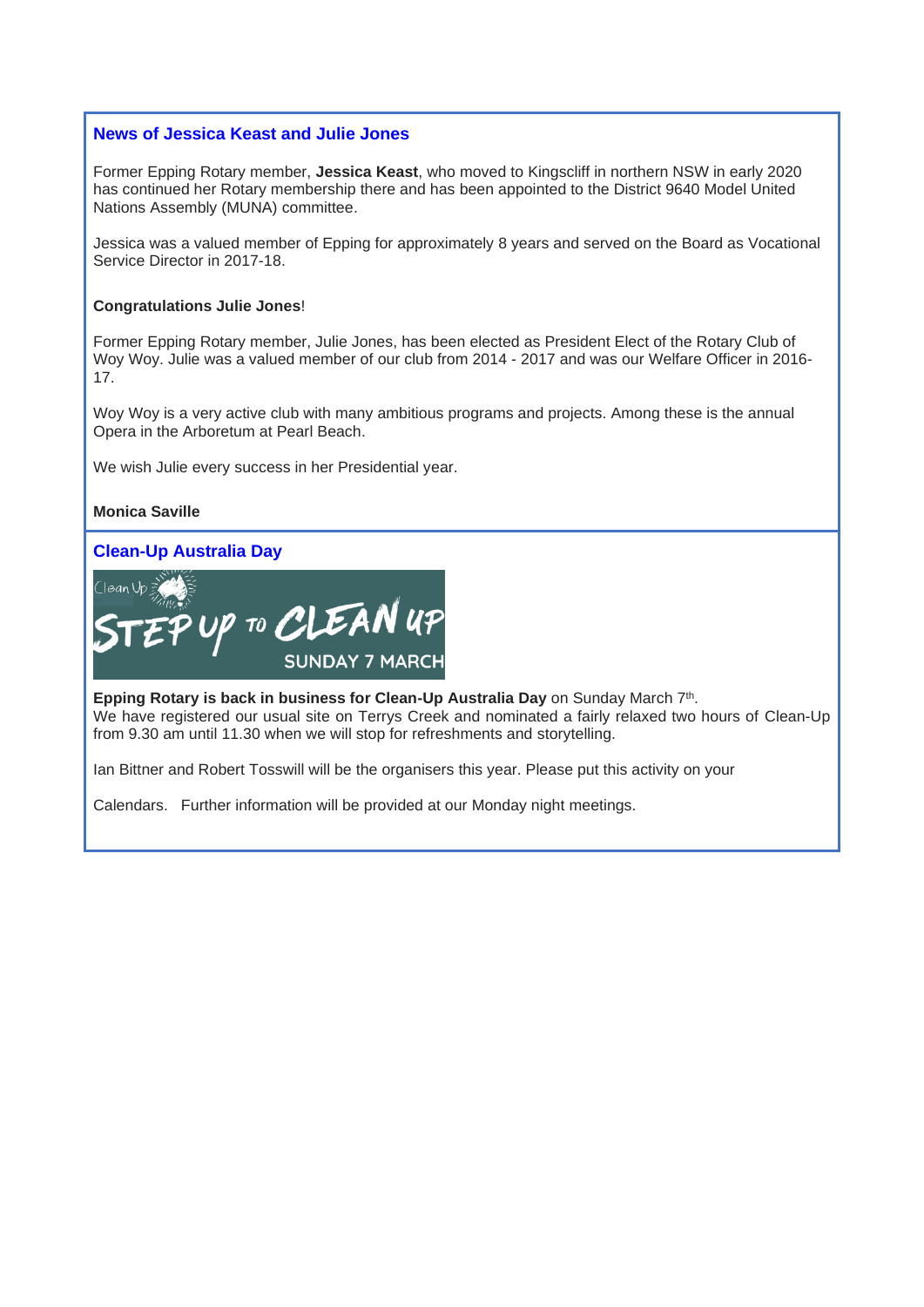## News of Jessica Keast and Julie Jones

Former Epping Rotary member, **Jessica Keast**, who moved to Kingscliff in northern NSW in early 2020 has continued her Rotary membership there and has been appointed to the District 9640 Model United Nations Assembly (MUNA) committee.

Jessica was a valued member of Epping for approximately 8 years and served on the Board as Vocational Service Director in 2017-18.

**Congratulations Julie Jones**!

Former Epping Rotary member, Julie Jones, has been elected as President Elect of the Rotary Club of Woy Woy. Julie was a valued member of our club from 2014 - 2017 and was our Welfare Officer in 2016-17.

Woy Woy is a very active club with many ambitious programs and projects. Among these is the annual Opera in the Arboretum at Pearl Beach.

We wish Julie every success in her Presidential year.

**Monica Saville**

## Clean-Up Australia Day

Clean Up

STEP UP TO CLEAN UP

SUNDAY 7 MARCH

**Epping Rotary is back in business for Clean-Up Australia Day** on Sunday March 7th.
We have registered our usual site on Terrys Creek and nominated a fairly relaxed two hours of Clean-Up from 9.30 am until 11.30 when we will stop for refreshments and storytelling.

Ian Bittner and Robert Tosswill will be the organisers this year. Please put this activity on your

Calendars. Further information will be provided at our Monday night meetings.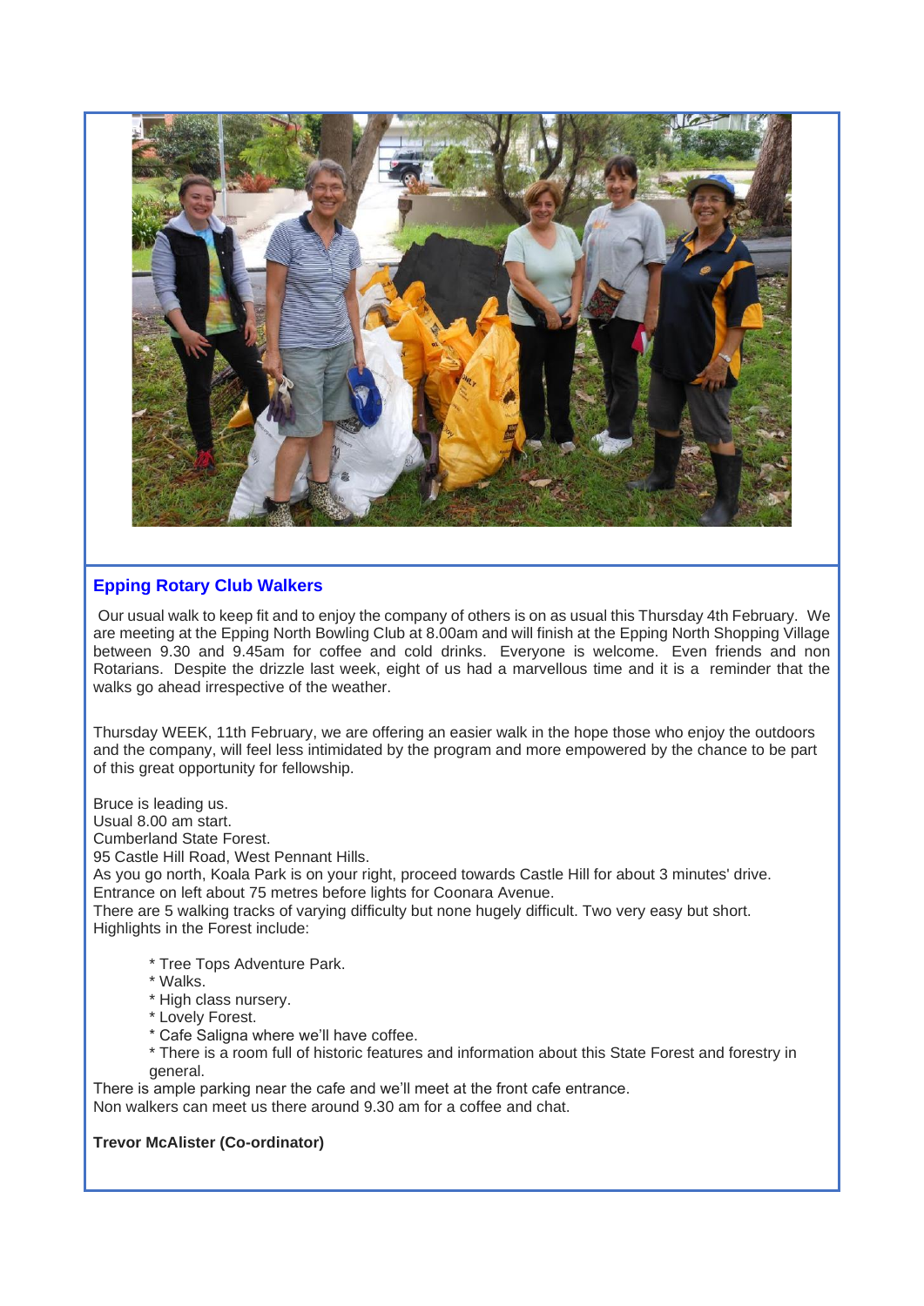## Epping Rotary Club Walkers

Our usual walk to keep fit and to enjoy the company of others is on as usual this Thursday 4th February. We are meeting at the Epping North Bowling Club at 8.00am and will finish at the Epping North Shopping Village between 9.30 and 9.45am for coffee and cold drinks. Everyone is welcome. Even friends and non Rotarians. Despite the drizzle last week, eight of us had a marvellous time and it is a reminder that the walks go ahead irrespective of the weather.

Thursday WEEK, 11th February, we are offering an easier walk in the hope those who enjoy the outdoors and the company, will feel less intimidated by the program and more empowered by the chance to be part of this great opportunity for fellowship.

Bruce is leading us.
Usual 8.00 am start.
Cumberland State Forest.
95 Castle Hill Road, West Pennant Hills.
As you go north, Koala Park is on your right, proceed towards Castle Hill for about 3 minutes' drive.
Entrance on left about 75 metres before lights for Coonara Avenue.
There are 5 walking tracks of varying difficulty but none hugely difficult. Two very easy but short.
Highlights in the Forest include:

* Tree Tops Adventure Park.
* Walks.
* High class nursery.
* Lovely Forest.
* Cafe Saligna where we'll have coffee.
* There is a room full of historic features and information about this State Forest and forestry in general.

There is ample parking near the cafe and we'll meet at the front cafe entrance.
Non walkers can meet us there around 9.30 am for a coffee and chat.

**Trevor McAlister (Co-ordinator)**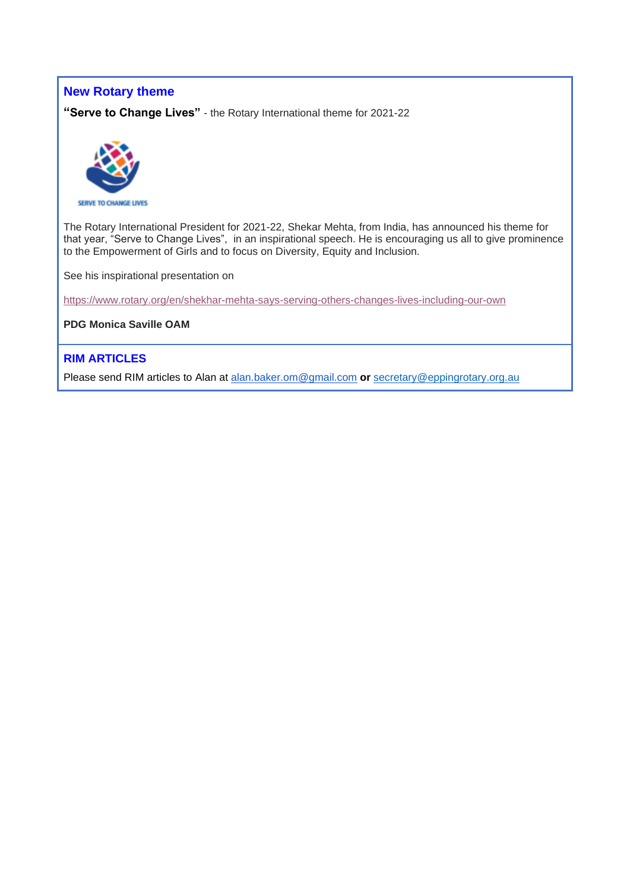## New Rotary theme

**"Serve to Change Lives"** - the Rotary International theme for 2021-22

SERVE TO CHANGE LIVES

The Rotary International President for 2021-22, Shekar Mehta, from India, has announced his theme for that year, "Serve to Change Lives", in an inspirational speech. He is encouraging us all to give prominence to the Empowerment of Girls and to focus on Diversity, Equity and Inclusion.

See his inspirational presentation on

https://www.rotary.org/en/shekhar-mehta-says-serving-others-changes-lives-including-our-own

**PDG Monica Saville OAM**

## RIM ARTICLES

Please send RIM articles to Alan at alan.baker.om@gmail.com **or** secretary@eppingrotary.org.au